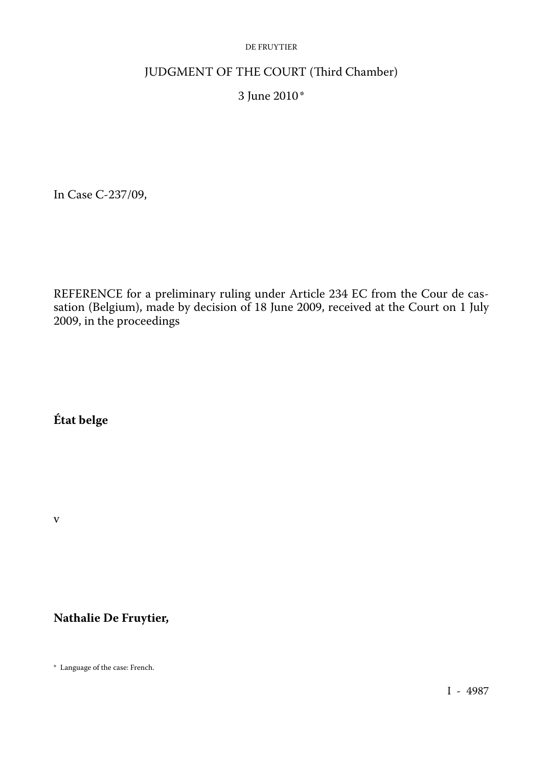# JUDGMENT OF THE COURT (Third Chamber)

3 June 2010 *

In Case C-237/09,

REFERENCE for a preliminary ruling under Article 234 EC from the Cour de cassation (Belgium), made by decision of 18 June 2009, received at the Court on 1 July 2009, in the proceedings

**État belge**

v

**Nathalie De Fruytier,**

\* Language of the case: French.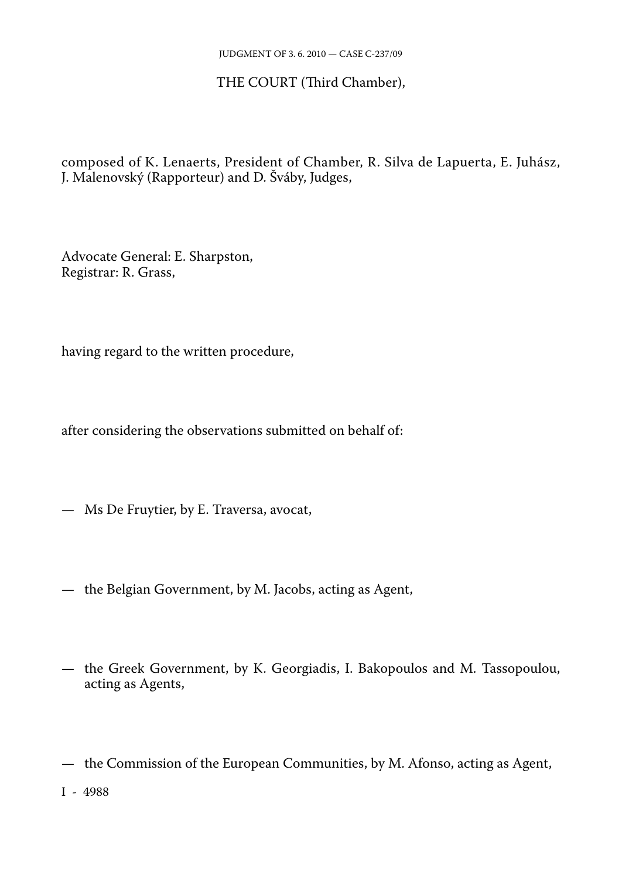THE COURT (Third Chamber),

composed of K. Lenaerts, President of Chamber, R. Silva de Lapuerta, E. Juhász, J. Malenovský (Rapporteur) and D. Šváby, Judges,

Advocate General: E. Sharpston,
Registrar: R. Grass,

having regard to the written procedure,

after considering the observations submitted on behalf of:

— Ms De Fruytier, by E. Traversa, avocat,

— the Belgian Government, by M. Jacobs, acting as Agent,

— the Greek Government, by K. Georgiadis, I. Bakopoulos and M. Tassopoulou, acting as Agents,

— the Commission of the European Communities, by M. Afonso, acting as Agent,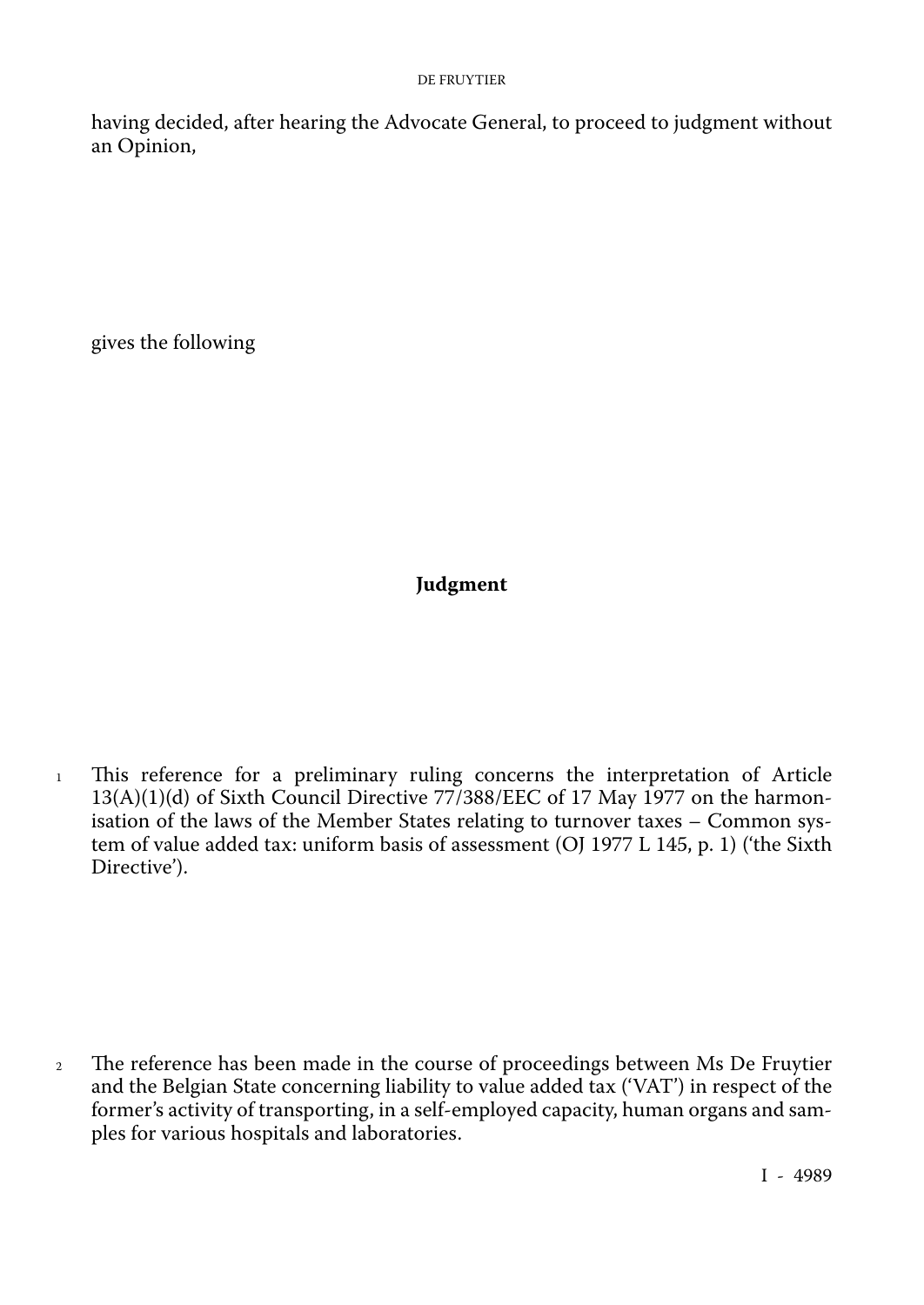having decided, after hearing the Advocate General, to proceed to judgment without an Opinion,

gives the following

## Judgment

1 This reference for a preliminary ruling concerns the interpretation of Article 13(A)(1)(d) of Sixth Council Directive 77/388/EEC of 17 May 1977 on the harmonisation of the laws of the Member States relating to turnover taxes – Common system of value added tax: uniform basis of assessment (OJ 1977 L 145, p. 1) ('the Sixth Directive').

2 The reference has been made in the course of proceedings between Ms De Fruytier and the Belgian State concerning liability to value added tax ('VAT') in respect of the former's activity of transporting, in a self-employed capacity, human organs and samples for various hospitals and laboratories.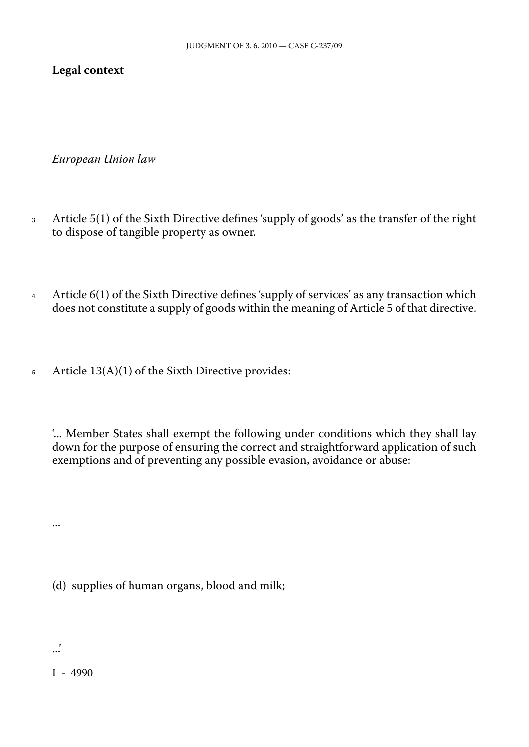**Legal context**

*European Union law*

3 Article 5(1) of the Sixth Directive defines 'supply of goods' as the transfer of the right to dispose of tangible property as owner.

4 Article 6(1) of the Sixth Directive defines 'supply of services' as any transaction which does not constitute a supply of goods within the meaning of Article 5 of that directive.

5 Article 13(A)(1) of the Sixth Directive provides:

'... Member States shall exempt the following under conditions which they shall lay down for the purpose of ensuring the correct and straightforward application of such exemptions and of preventing any possible evasion, avoidance or abuse:

...

(d) supplies of human organs, blood and milk;

...'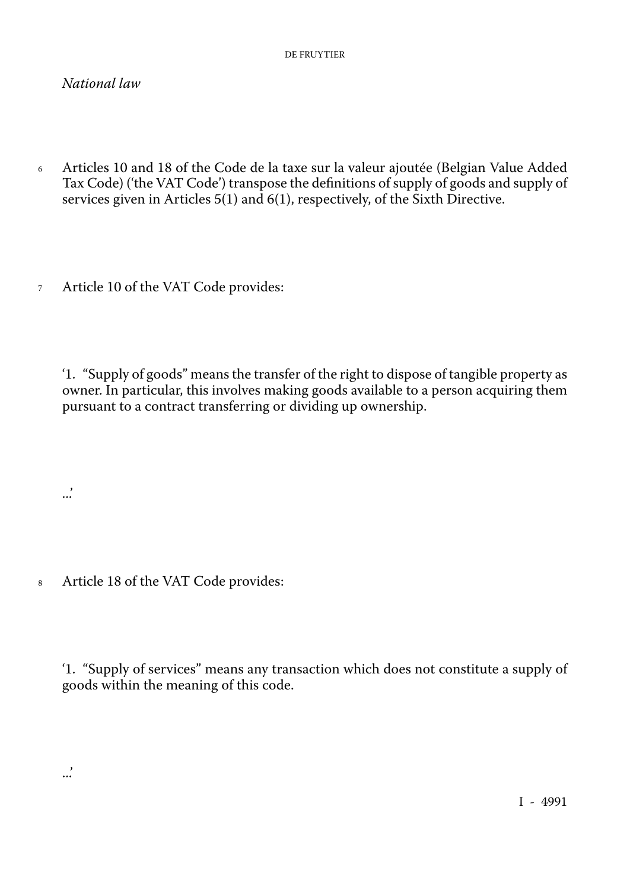*National law*

6 Articles 10 and 18 of the Code de la taxe sur la valeur ajoutée (Belgian Value Added Tax Code) ('the VAT Code') transpose the definitions of supply of goods and supply of services given in Articles 5(1) and 6(1), respectively, of the Sixth Directive.

7 Article 10 of the VAT Code provides:

'1. "Supply of goods" means the transfer of the right to dispose of tangible property as owner. In particular, this involves making goods available to a person acquiring them pursuant to a contract transferring or dividing up ownership.

...'

8 Article 18 of the VAT Code provides:

'1. "Supply of services" means any transaction which does not constitute a supply of goods within the meaning of this code.

...'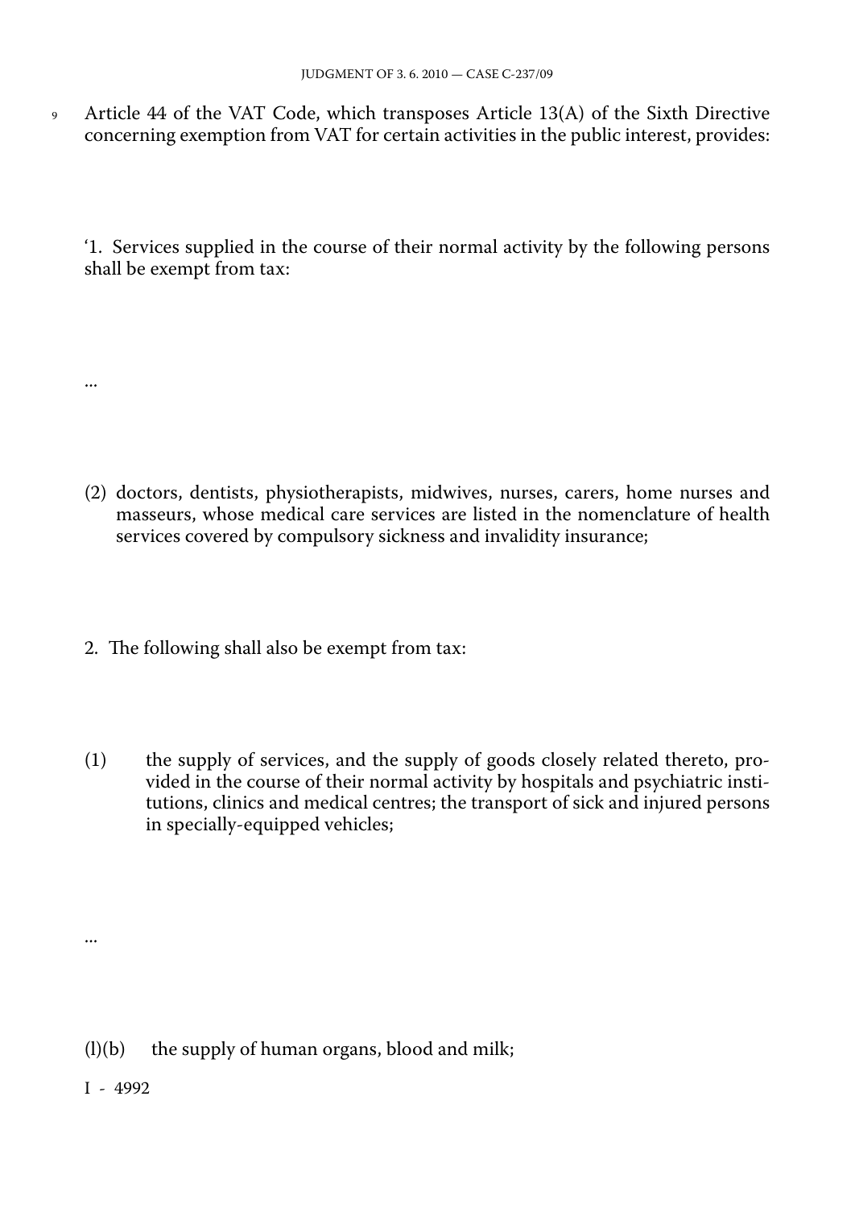9 Article 44 of the VAT Code, which transposes Article 13(A) of the Sixth Directive concerning exemption from VAT for certain activities in the public interest, provides:

'1. Services supplied in the course of their normal activity by the following persons shall be exempt from tax:

...

(2) doctors, dentists, physiotherapists, midwives, nurses, carers, home nurses and masseurs, whose medical care services are listed in the nomenclature of health services covered by compulsory sickness and invalidity insurance;

2. The following shall also be exempt from tax:

(1) the supply of services, and the supply of goods closely related thereto, provided in the course of their normal activity by hospitals and psychiatric institutions, clinics and medical centres; the transport of sick and injured persons in specially-equipped vehicles;

...

(l)(b) the supply of human organs, blood and milk;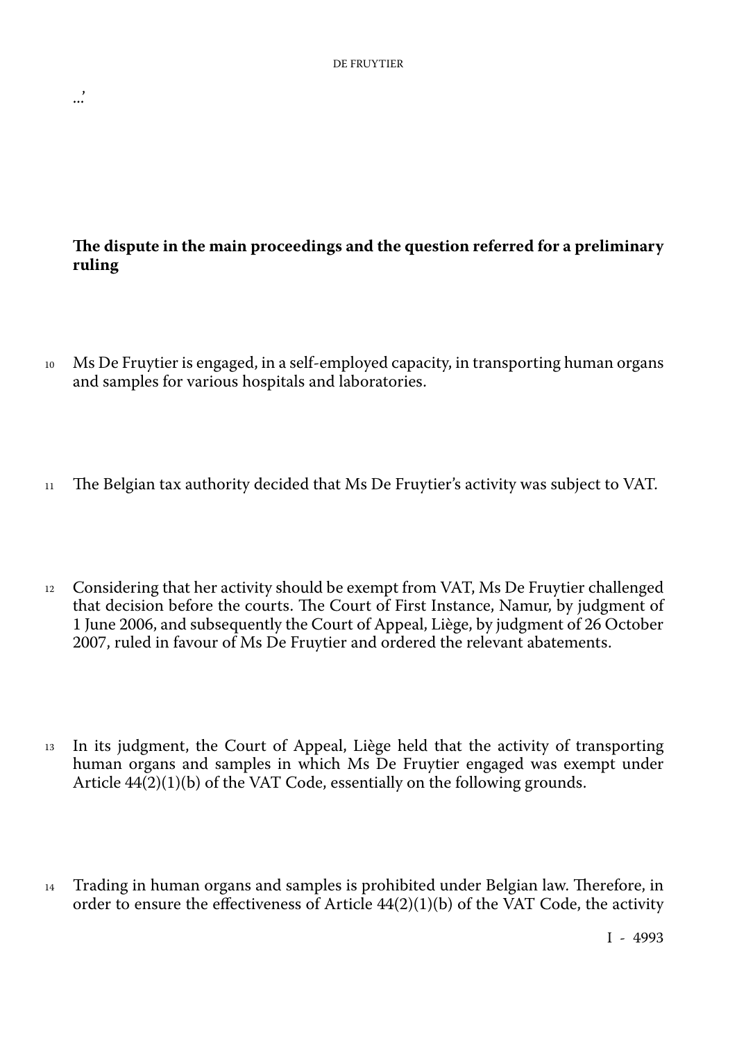...'

## The dispute in the main proceedings and the question referred for a preliminary ruling

10 Ms De Fruytier is engaged, in a self-employed capacity, in transporting human organs and samples for various hospitals and laboratories.

11 The Belgian tax authority decided that Ms De Fruytier's activity was subject to VAT.

12 Considering that her activity should be exempt from VAT, Ms De Fruytier challenged that decision before the courts. The Court of First Instance, Namur, by judgment of 1 June 2006, and subsequently the Court of Appeal, Liège, by judgment of 26 October 2007, ruled in favour of Ms De Fruytier and ordered the relevant abatements.

13 In its judgment, the Court of Appeal, Liège held that the activity of transporting human organs and samples in which Ms De Fruytier engaged was exempt under Article 44(2)(1)(b) of the VAT Code, essentially on the following grounds.

14 Trading in human organs and samples is prohibited under Belgian law. Therefore, in order to ensure the effectiveness of Article 44(2)(1)(b) of the VAT Code, the activity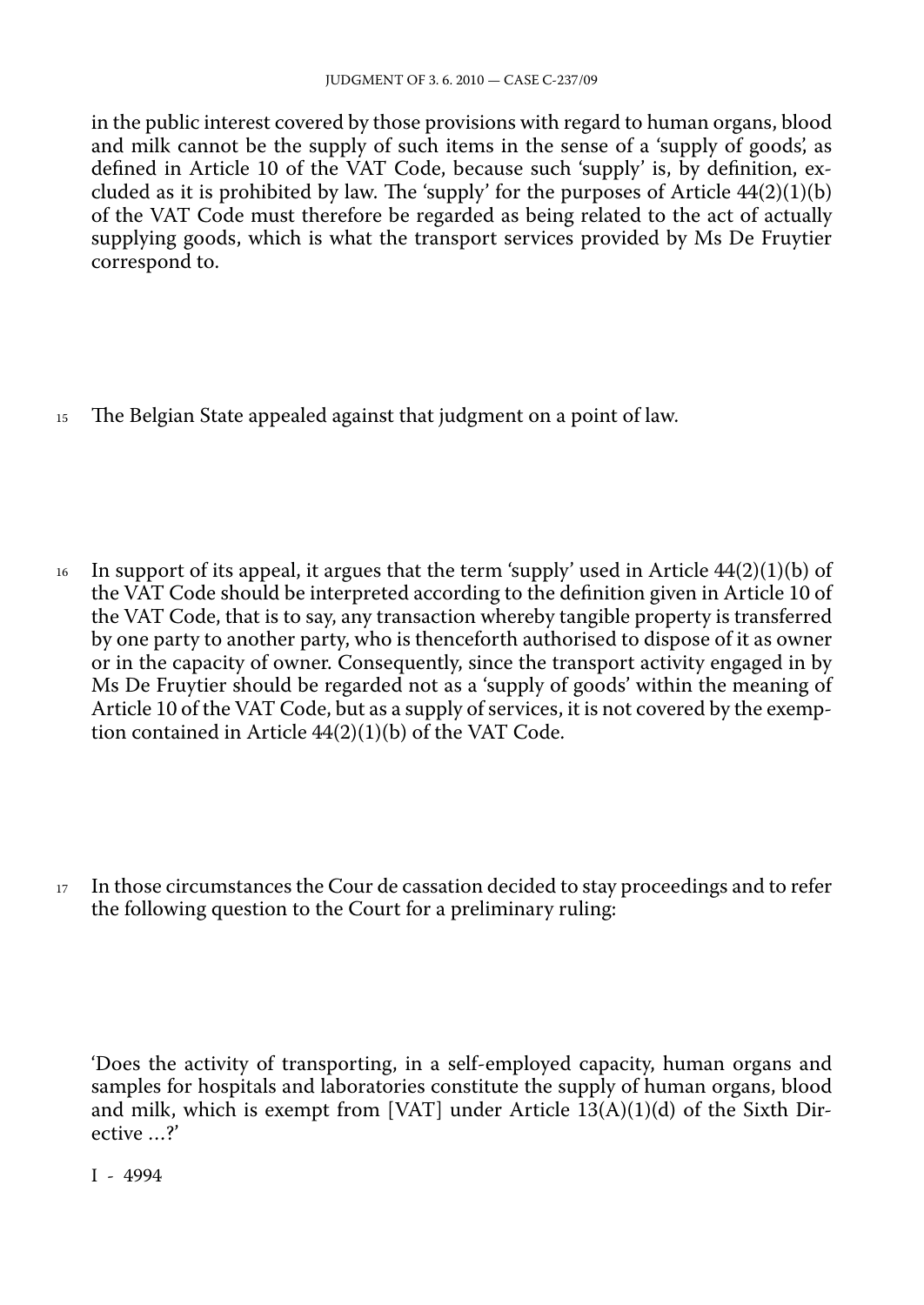in the public interest covered by those provisions with regard to human organs, blood and milk cannot be the supply of such items in the sense of a 'supply of goods', as defined in Article 10 of the VAT Code, because such 'supply' is, by definition, excluded as it is prohibited by law. The 'supply' for the purposes of Article 44(2)(1)(b) of the VAT Code must therefore be regarded as being related to the act of actually supplying goods, which is what the transport services provided by Ms De Fruytier correspond to.

15 The Belgian State appealed against that judgment on a point of law.

16 In support of its appeal, it argues that the term 'supply' used in Article 44(2)(1)(b) of the VAT Code should be interpreted according to the definition given in Article 10 of the VAT Code, that is to say, any transaction whereby tangible property is transferred by one party to another party, who is thenceforth authorised to dispose of it as owner or in the capacity of owner. Consequently, since the transport activity engaged in by Ms De Fruytier should be regarded not as a 'supply of goods' within the meaning of Article 10 of the VAT Code, but as a supply of services, it is not covered by the exemption contained in Article 44(2)(1)(b) of the VAT Code.

17 In those circumstances the Cour de cassation decided to stay proceedings and to refer the following question to the Court for a preliminary ruling:

'Does the activity of transporting, in a self-employed capacity, human organs and samples for hospitals and laboratories constitute the supply of human organs, blood and milk, which is exempt from [VAT] under Article 13(A)(1)(d) of the Sixth Directive …?'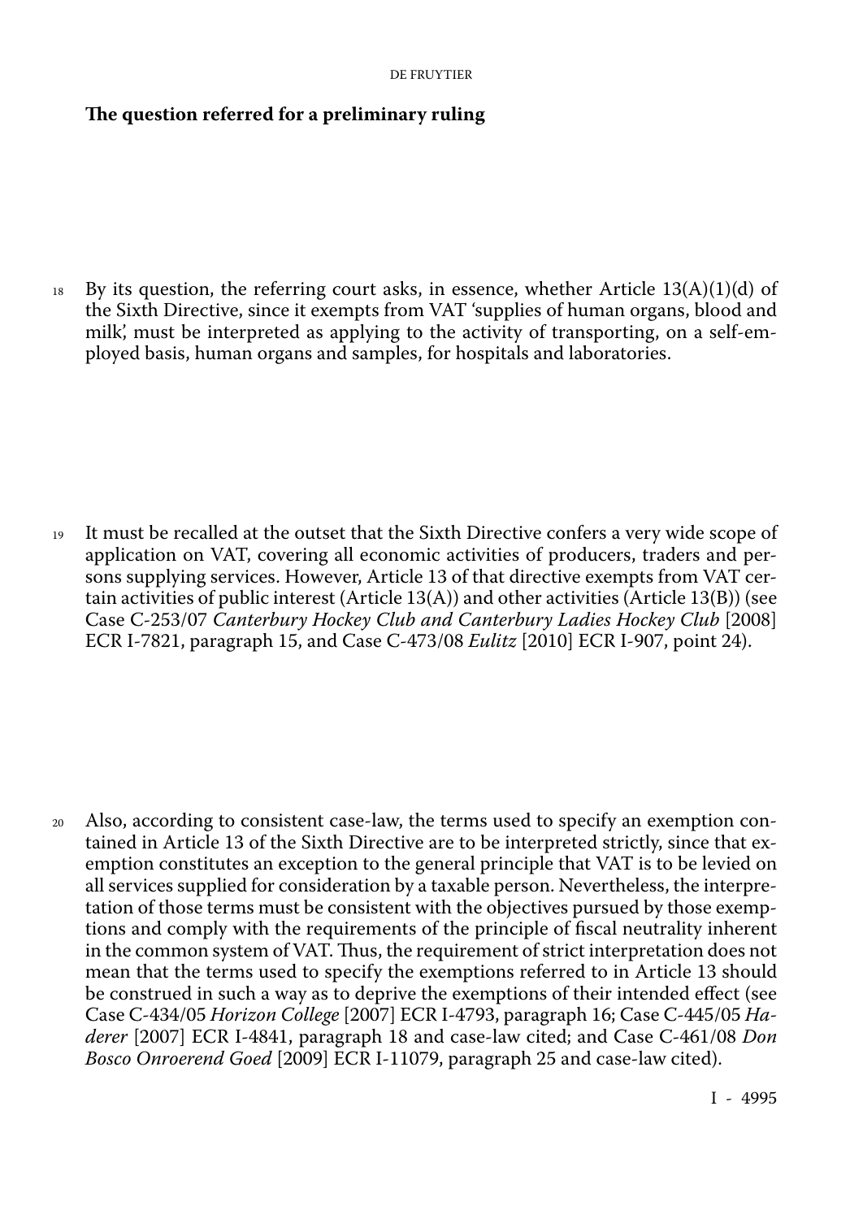**The question referred for a preliminary ruling**

18 By its question, the referring court asks, in essence, whether Article 13(A)(1)(d) of the Sixth Directive, since it exempts from VAT 'supplies of human organs, blood and milk', must be interpreted as applying to the activity of transporting, on a self-employed basis, human organs and samples, for hospitals and laboratories.

19 It must be recalled at the outset that the Sixth Directive confers a very wide scope of application on VAT, covering all economic activities of producers, traders and persons supplying services. However, Article 13 of that directive exempts from VAT certain activities of public interest (Article 13(A)) and other activities (Article 13(B)) (see Case C-253/07 *Canterbury Hockey Club and Canterbury Ladies Hockey Club* [2008] ECR I-7821, paragraph 15, and Case C-473/08 *Eulitz* [2010] ECR I-907, point 24).

20 Also, according to consistent case-law, the terms used to specify an exemption contained in Article 13 of the Sixth Directive are to be interpreted strictly, since that exemption constitutes an exception to the general principle that VAT is to be levied on all services supplied for consideration by a taxable person. Nevertheless, the interpretation of those terms must be consistent with the objectives pursued by those exemptions and comply with the requirements of the principle of fiscal neutrality inherent in the common system of VAT. Thus, the requirement of strict interpretation does not mean that the terms used to specify the exemptions referred to in Article 13 should be construed in such a way as to deprive the exemptions of their intended effect (see Case C-434/05 *Horizon College* [2007] ECR I-4793, paragraph 16; Case C-445/05 *Haderer* [2007] ECR I-4841, paragraph 18 and case-law cited; and Case C-461/08 *Don Bosco Onroerend Goed* [2009] ECR I-11079, paragraph 25 and case-law cited).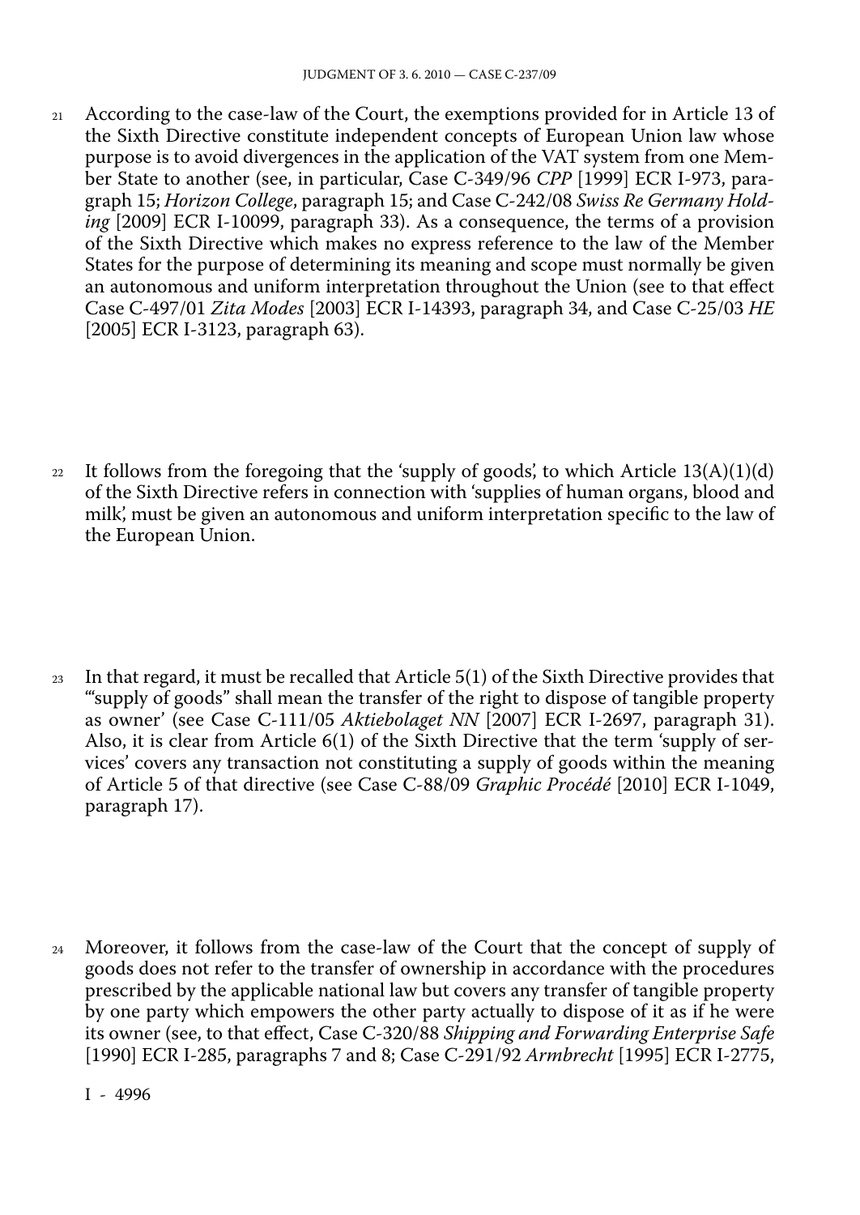21 According to the case-law of the Court, the exemptions provided for in Article 13 of the Sixth Directive constitute independent concepts of European Union law whose purpose is to avoid divergences in the application of the VAT system from one Member State to another (see, in particular, Case C-349/96 *CPP* [1999] ECR I-973, paragraph 15; *Horizon College*, paragraph 15; and Case C-242/08 *Swiss Re Germany Holding* [2009] ECR I-10099, paragraph 33). As a consequence, the terms of a provision of the Sixth Directive which makes no express reference to the law of the Member States for the purpose of determining its meaning and scope must normally be given an autonomous and uniform interpretation throughout the Union (see to that effect Case C-497/01 *Zita Modes* [2003] ECR I-14393, paragraph 34, and Case C-25/03 *HE* [2005] ECR I-3123, paragraph 63).

22 It follows from the foregoing that the 'supply of goods', to which Article 13(A)(1)(d) of the Sixth Directive refers in connection with 'supplies of human organs, blood and milk', must be given an autonomous and uniform interpretation specific to the law of the European Union.

23 In that regard, it must be recalled that Article 5(1) of the Sixth Directive provides that '"supply of goods" shall mean the transfer of the right to dispose of tangible property as owner' (see Case C-111/05 *Aktiebolaget NN* [2007] ECR I-2697, paragraph 31). Also, it is clear from Article 6(1) of the Sixth Directive that the term 'supply of services' covers any transaction not constituting a supply of goods within the meaning of Article 5 of that directive (see Case C-88/09 *Graphic Procédé* [2010] ECR I-1049, paragraph 17).

24 Moreover, it follows from the case-law of the Court that the concept of supply of goods does not refer to the transfer of ownership in accordance with the procedures prescribed by the applicable national law but covers any transfer of tangible property by one party which empowers the other party actually to dispose of it as if he were its owner (see, to that effect, Case C-320/88 *Shipping and Forwarding Enterprise Safe* [1990] ECR I-285, paragraphs 7 and 8; Case C-291/92 *Armbrecht* [1995] ECR I-2775,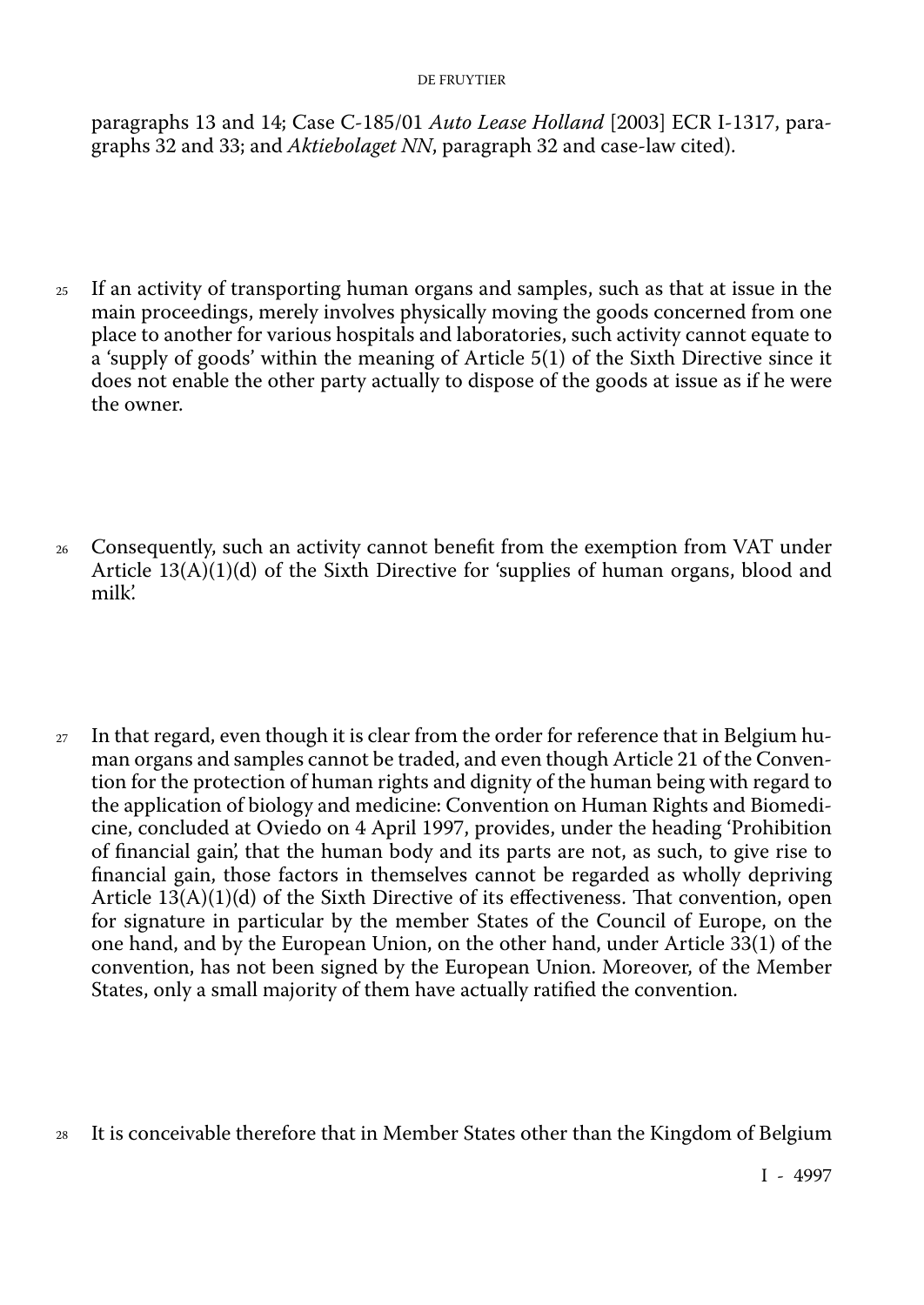paragraphs 13 and 14; Case C-185/01 *Auto Lease Holland* [2003] ECR I-1317, paragraphs 32 and 33; and *Aktiebolaget NN*, paragraph 32 and case-law cited).

25 If an activity of transporting human organs and samples, such as that at issue in the main proceedings, merely involves physically moving the goods concerned from one place to another for various hospitals and laboratories, such activity cannot equate to a 'supply of goods' within the meaning of Article 5(1) of the Sixth Directive since it does not enable the other party actually to dispose of the goods at issue as if he were the owner.

26 Consequently, such an activity cannot benefit from the exemption from VAT under Article 13(A)(1)(d) of the Sixth Directive for 'supplies of human organs, blood and milk'.

27 In that regard, even though it is clear from the order for reference that in Belgium human organs and samples cannot be traded, and even though Article 21 of the Convention for the protection of human rights and dignity of the human being with regard to the application of biology and medicine: Convention on Human Rights and Biomedicine, concluded at Oviedo on 4 April 1997, provides, under the heading 'Prohibition of financial gain', that the human body and its parts are not, as such, to give rise to financial gain, those factors in themselves cannot be regarded as wholly depriving Article 13(A)(1)(d) of the Sixth Directive of its effectiveness. That convention, open for signature in particular by the member States of the Council of Europe, on the one hand, and by the European Union, on the other hand, under Article 33(1) of the convention, has not been signed by the European Union. Moreover, of the Member States, only a small majority of them have actually ratified the convention.

28 It is conceivable therefore that in Member States other than the Kingdom of Belgium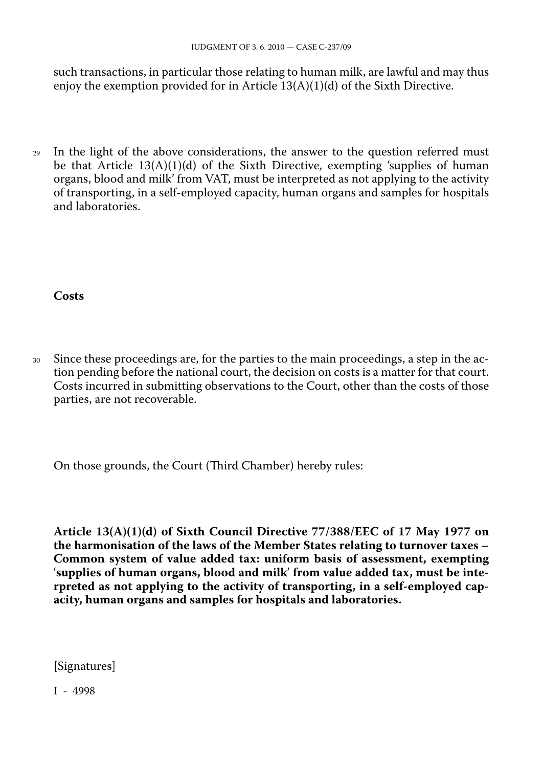such transactions, in particular those relating to human milk, are lawful and may thus enjoy the exemption provided for in Article 13(A)(1)(d) of the Sixth Directive.

29 In the light of the above considerations, the answer to the question referred must be that Article 13(A)(1)(d) of the Sixth Directive, exempting 'supplies of human organs, blood and milk' from VAT, must be interpreted as not applying to the activity of transporting, in a self-employed capacity, human organs and samples for hospitals and laboratories.

**Costs**

30 Since these proceedings are, for the parties to the main proceedings, a step in the action pending before the national court, the decision on costs is a matter for that court. Costs incurred in submitting observations to the Court, other than the costs of those parties, are not recoverable.

On those grounds, the Court (Third Chamber) hereby rules:

**Article 13(A)(1)(d) of Sixth Council Directive 77/388/EEC of 17 May 1977 on the harmonisation of the laws of the Member States relating to turnover taxes – Common system of value added tax: uniform basis of assessment, exempting 'supplies of human organs, blood and milk' from value added tax, must be interpreted as not applying to the activity of transporting, in a self-employed capacity, human organs and samples for hospitals and laboratories.**

[Signatures]